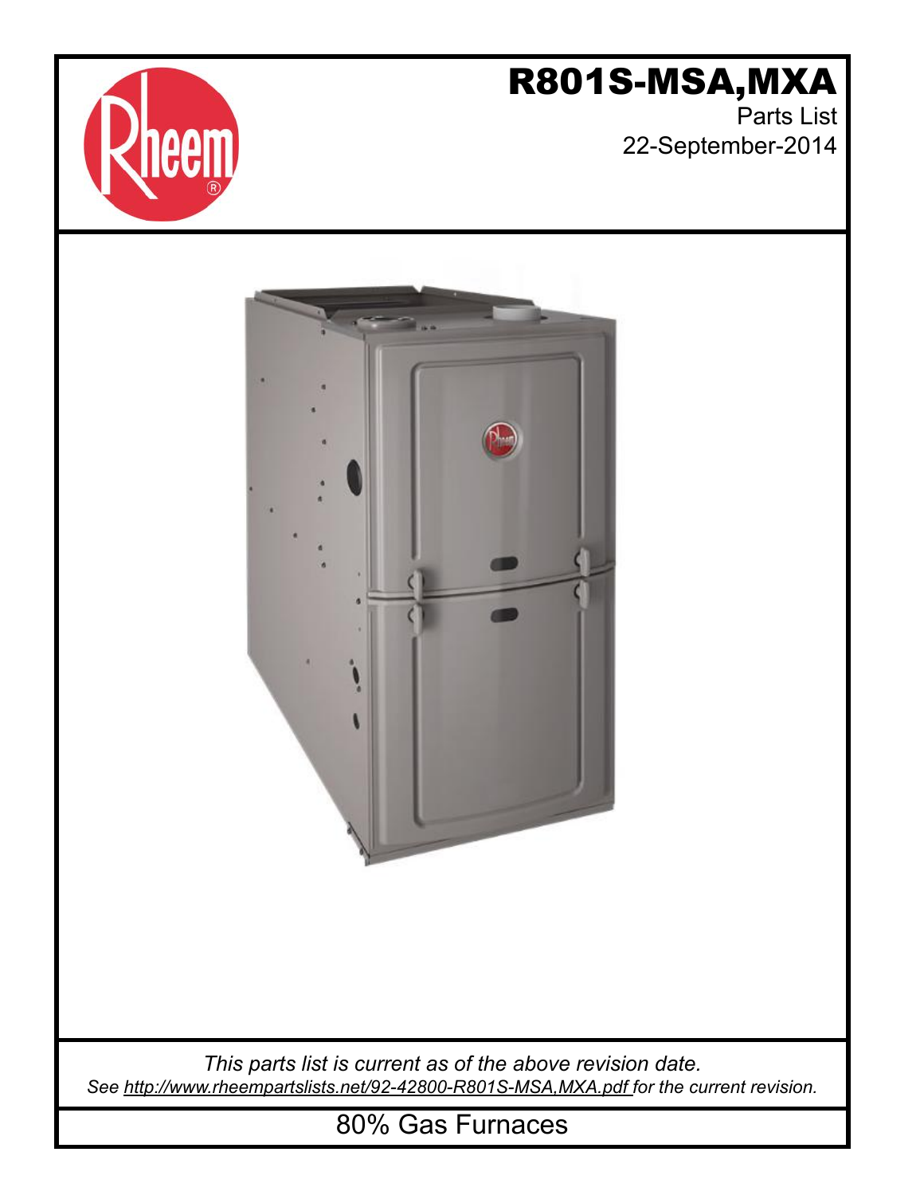# R801S-MSA,MXA

Parts List

22-September-2014

*This parts list is current as of the above revision date.*

*See http://www.rheempartslists.net/92-42800-R801S-MSA,MXA.pdf for the current revision.*

80% Gas Furnaces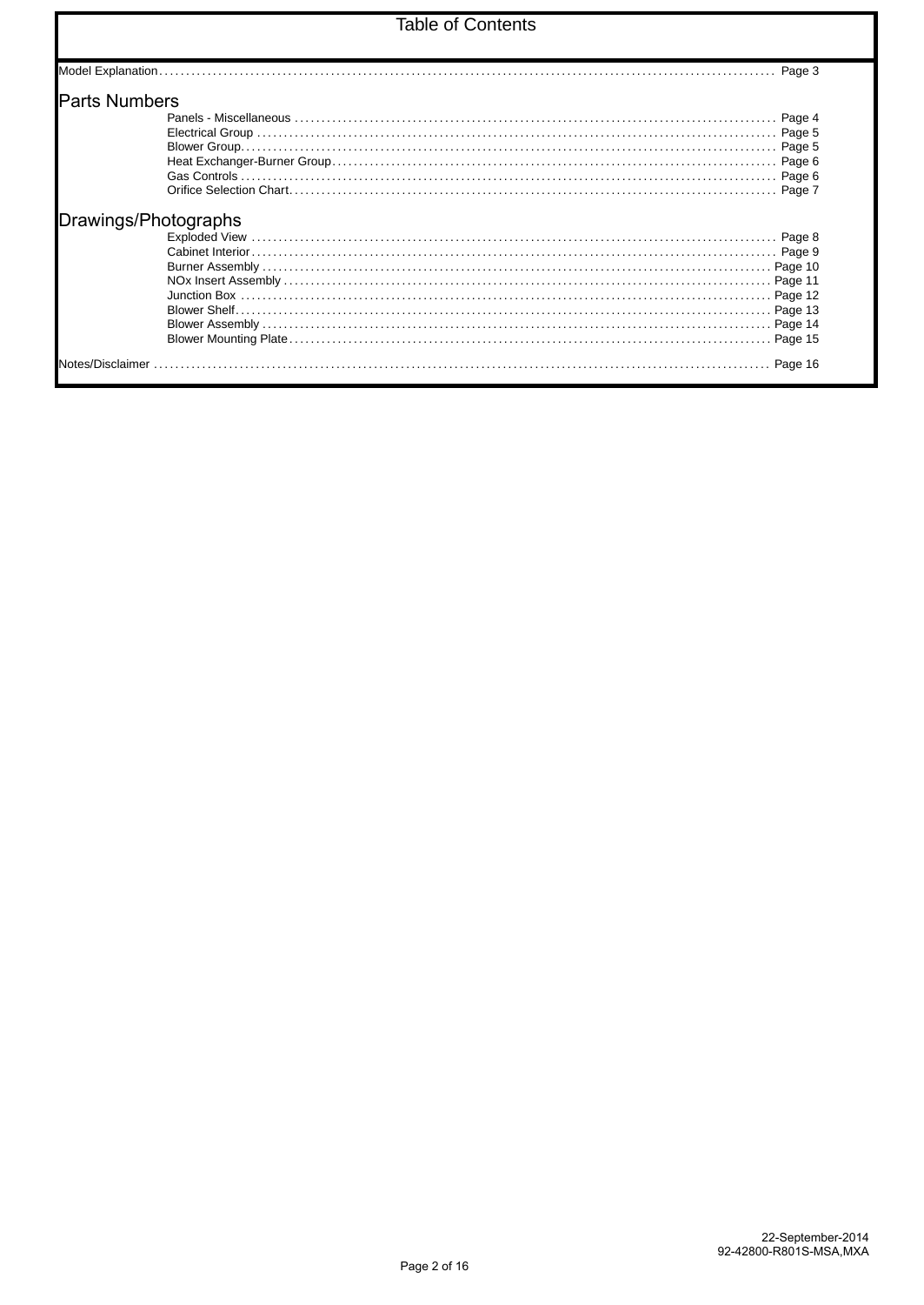# Table of Contents

Model Explanation . . . . . . . . . . Page 3

## Parts Numbers

- Panels - Miscellaneous . . . . . . . . . . Page 4
- Electrical Group . . . . . . . . . . Page 5
- Blower Group . . . . . . . . . . Page 5
- Heat Exchanger-Burner Group . . . . . . . . . . Page 6
- Gas Controls . . . . . . . . . . Page 6
- Orifice Selection Chart . . . . . . . . . . Page 7

## Drawings/Photographs

- Exploded View . . . . . . . . . . Page 8
- Cabinet Interior . . . . . . . . . . Page 9
- Burner Assembly . . . . . . . . . . Page 10
- NOx Insert Assembly . . . . . . . . . . Page 11
- Junction Box . . . . . . . . . . Page 12
- Blower Shelf . . . . . . . . . . Page 13
- Blower Assembly . . . . . . . . . . Page 14
- Blower Mounting Plate . . . . . . . . . . Page 15

Notes/Disclaimer . . . . . . . . . . Page 16

22-September-2014
92-42800-R801S-MSA,MXA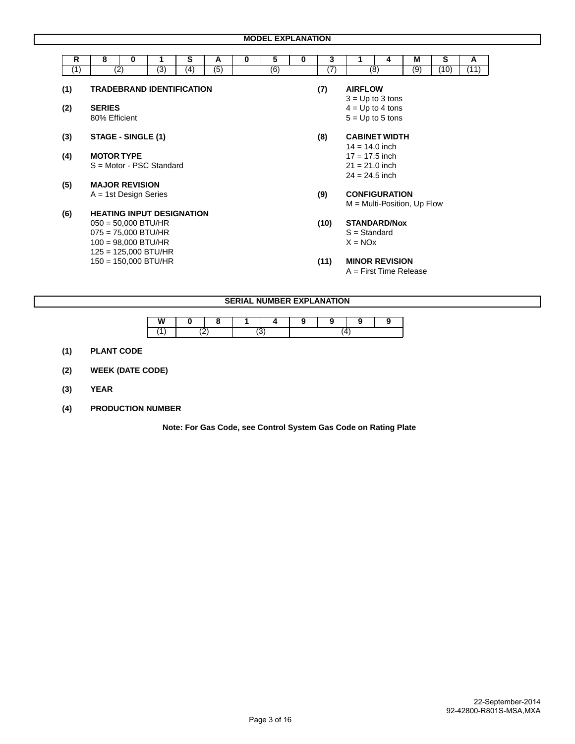## MODEL EXPLANATION

| R | 8 | 0 | 1 | S | A | 0 | 5 | 0 | 3 | 1 | 4 | M | S | A |
|---|---|---|---|---|---|---|---|---|---|---|---|---|---|---|
| (1) | (2) | | (3) | (4) | (5) | | (6) | | (7) | (8) | | (9) | (10) | (11) |

**(1) TRADEBRAND IDENTIFICATION**

**(2) SERIES**
80% Efficient

**(3) STAGE - SINGLE (1)**

**(4) MOTOR TYPE**
S = Motor - PSC Standard

**(5) MAJOR REVISION**
A = 1st Design Series

**(6) HEATING INPUT DESIGNATION**
050 = 50,000 BTU/HR
075 = 75,000 BTU/HR
100 = 98,000 BTU/HR
125 = 125,000 BTU/HR
150 = 150,000 BTU/HR

**(7) AIRFLOW**
3 = Up to 3 tons
4 = Up to 4 tons
5 = Up to 5 tons

**(8) CABINET WIDTH**
14 = 14.0 inch
17 = 17.5 inch
21 = 21.0 inch
24 = 24.5 inch

**(9) CONFIGURATION**
M = Multi-Position, Up Flow

**(10) STANDARD/Nox**
S = Standard
X = NOx

**(11) MINOR REVISION**
A = First Time Release

## SERIAL NUMBER EXPLANATION

| W | 0 | 8 | 1 | 4 | 9 | 9 | 9 | 9 |
|---|---|---|---|---|---|---|---|---|
| (1) | (2) | | (3) | | (4) | | | |

**(1) PLANT CODE**

**(2) WEEK (DATE CODE)**

**(3) YEAR**

**(4) PRODUCTION NUMBER**

**Note: For Gas Code, see Control System Gas Code on Rating Plate**

22-September-2014
92-42800-R801S-MSA,MXA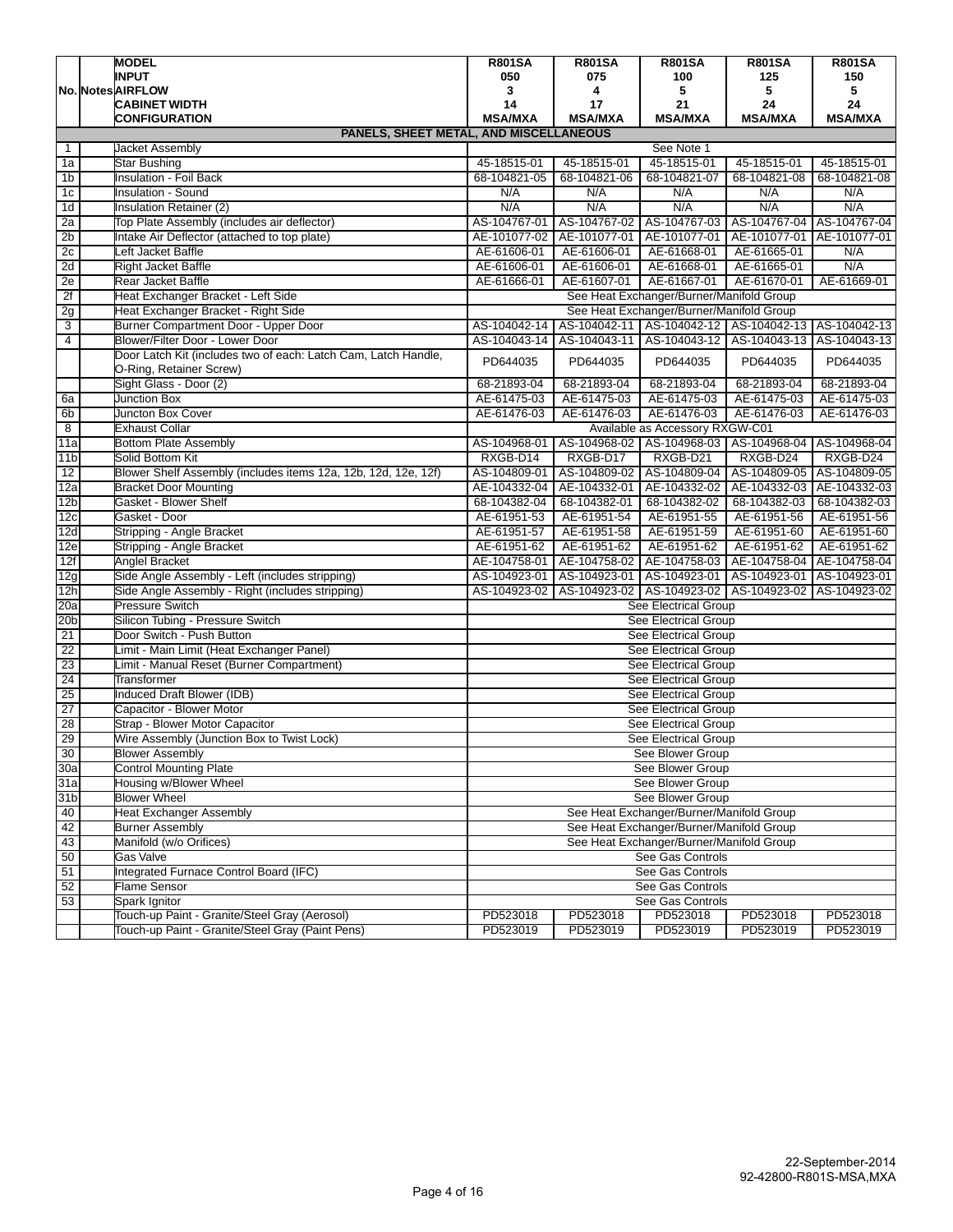| No. | Notes | MODEL | R801SA | R801SA | R801SA | R801SA | R801SA |
|---|---|---|---|---|---|---|---|
| | | INPUT | 050 | 075 | 100 | 125 | 150 |
| | | AIRFLOW | 3 | 4 | 5 | 5 | 5 |
| | | CABINET WIDTH | 14 | 17 | 21 | 24 | 24 |
| | | CONFIGURATION | MSA/MXA | MSA/MXA | MSA/MXA | MSA/MXA | MSA/MXA |
| | | **PANELS, SHEET METAL, AND MISCELLANEOUS** | | | | | |
| 1 | | Jacket Assembly | See Note 1 | | | | |
| 1a | | Star Bushing | 45-18515-01 | 45-18515-01 | 45-18515-01 | 45-18515-01 | 45-18515-01 |
| 1b | | Insulation - Foil Back | 68-104821-05 | 68-104821-06 | 68-104821-07 | 68-104821-08 | 68-104821-08 |
| 1c | | Insulation - Sound | N/A | N/A | N/A | N/A | N/A |
| 1d | | Insulation Retainer (2) | N/A | N/A | N/A | N/A | N/A |
| 2a | | Top Plate Assembly (includes air deflector) | AS-104767-01 | AS-104767-02 | AS-104767-03 | AS-104767-04 | AS-104767-04 |
| 2b | | Intake Air Deflector (attached to top plate) | AE-101077-02 | AE-101077-01 | AE-101077-01 | AE-101077-01 | AE-101077-01 |
| 2c | | Left Jacket Baffle | AE-61606-01 | AE-61606-01 | AE-61668-01 | AE-61665-01 | N/A |
| 2d | | Right Jacket Baffle | AE-61606-01 | AE-61606-01 | AE-61668-01 | AE-61665-01 | N/A |
| 2e | | Rear Jacket Baffle | AE-61666-01 | AE-61607-01 | AE-61667-01 | AE-61670-01 | AE-61669-01 |
| 2f | | Heat Exchanger Bracket - Left Side | See Heat Exchanger/Burner/Manifold Group | | | | |
| 2g | | Heat Exchanger Bracket - Right Side | See Heat Exchanger/Burner/Manifold Group | | | | |
| 3 | | Burner Compartment Door - Upper Door | AS-104042-14 | AS-104042-11 | AS-104042-12 | AS-104042-13 | AS-104042-13 |
| 4 | | Blower/Filter Door - Lower Door | AS-104043-14 | AS-104043-11 | AS-104043-12 | AS-104043-13 | AS-104043-13 |
| | | Door Latch Kit (includes two of each: Latch Cam, Latch Handle, O-Ring, Retainer Screw) | PD644035 | PD644035 | PD644035 | PD644035 | PD644035 |
| | | Sight Glass - Door (2) | 68-21893-04 | 68-21893-04 | 68-21893-04 | 68-21893-04 | 68-21893-04 |
| 6a | | Junction Box | AE-61475-03 | AE-61475-03 | AE-61475-03 | AE-61475-03 | AE-61475-03 |
| 6b | | Juncton Box Cover | AE-61476-03 | AE-61476-03 | AE-61476-03 | AE-61476-03 | AE-61476-03 |
| 8 | | Exhaust Collar | Available as Accessory RXGW-C01 | | | | |
| 11a | | Bottom Plate Assembly | AS-104968-01 | AS-104968-02 | AS-104968-03 | AS-104968-04 | AS-104968-04 |
| 11b | | Solid Bottom Kit | RXGB-D14 | RXGB-D17 | RXGB-D21 | RXGB-D24 | RXGB-D24 |
| 12 | | Blower Shelf Assembly (includes items 12a, 12b, 12d, 12e, 12f) | AS-104809-01 | AS-104809-02 | AS-104809-04 | AS-104809-05 | AS-104809-05 |
| 12a | | Bracket Door Mounting | AE-104332-04 | AE-104332-01 | AE-104332-02 | AE-104332-03 | AE-104332-03 |
| 12b | | Gasket - Blower Shelf | 68-104382-04 | 68-104382-01 | 68-104382-02 | 68-104382-03 | 68-104382-03 |
| 12c | | Gasket - Door | AE-61951-53 | AE-61951-54 | AE-61951-55 | AE-61951-56 | AE-61951-56 |
| 12d | | Stripping - Angle Bracket | AE-61951-57 | AE-61951-58 | AE-61951-59 | AE-61951-60 | AE-61951-60 |
| 12e | | Stripping - Angle Bracket | AE-61951-62 | AE-61951-62 | AE-61951-62 | AE-61951-62 | AE-61951-62 |
| 12f | | Angel Bracket | AE-104758-01 | AE-104758-02 | AE-104758-03 | AE-104758-04 | AE-104758-04 |
| 12g | | Side Angle Assembly - Left (includes stripping) | AS-104923-01 | AS-104923-01 | AS-104923-01 | AS-104923-01 | AS-104923-01 |
| 12h | | Side Angle Assembly - Right (includes stripping) | AS-104923-02 | AS-104923-02 | AS-104923-02 | AS-104923-02 | AS-104923-02 |
| 20a | | Pressure Switch | See Electrical Group | | | | |
| 20b | | Silicon Tubing - Pressure Switch | See Electrical Group | | | | |
| 21 | | Door Switch - Push Button | See Electrical Group | | | | |
| 22 | | Limit - Main Limit (Heat Exchanger Panel) | See Electrical Group | | | | |
| 23 | | Limit - Manual Reset (Burner Compartment) | See Electrical Group | | | | |
| 24 | | Transformer | See Electrical Group | | | | |
| 25 | | Induced Draft Blower (IDB) | See Electrical Group | | | | |
| 27 | | Capacitor - Blower Motor | See Electrical Group | | | | |
| 28 | | Strap - Blower Motor Capacitor | See Electrical Group | | | | |
| 29 | | Wire Assembly (Junction Box to Twist Lock) | See Electrical Group | | | | |
| 30 | | Blower Assembly | See Blower Group | | | | |
| 30a | | Control Mounting Plate | See Blower Group | | | | |
| 31a | | Housing w/Blower Wheel | See Blower Group | | | | |
| 31b | | Blower Wheel | See Blower Group | | | | |
| 40 | | Heat Exchanger Assembly | See Heat Exchanger/Burner/Manifold Group | | | | |
| 42 | | Burner Assembly | See Heat Exchanger/Burner/Manifold Group | | | | |
| 43 | | Manifold (w/o Orifices) | See Heat Exchanger/Burner/Manifold Group | | | | |
| 50 | | Gas Valve | See Gas Controls | | | | |
| 51 | | Integrated Furnace Control Board (IFC) | See Gas Controls | | | | |
| 52 | | Flame Sensor | See Gas Controls | | | | |
| 53 | | Spark Ignitor | See Gas Controls | | | | |
| | | Touch-up Paint - Granite/Steel Gray (Aerosol) | PD523018 | PD523018 | PD523018 | PD523018 | PD523018 |
| | | Touch-up Paint - Granite/Steel Gray (Paint Pens) | PD523019 | PD523019 | PD523019 | PD523019 | PD523019 |

22-September-2014
92-42800-R801S-MSA,MXA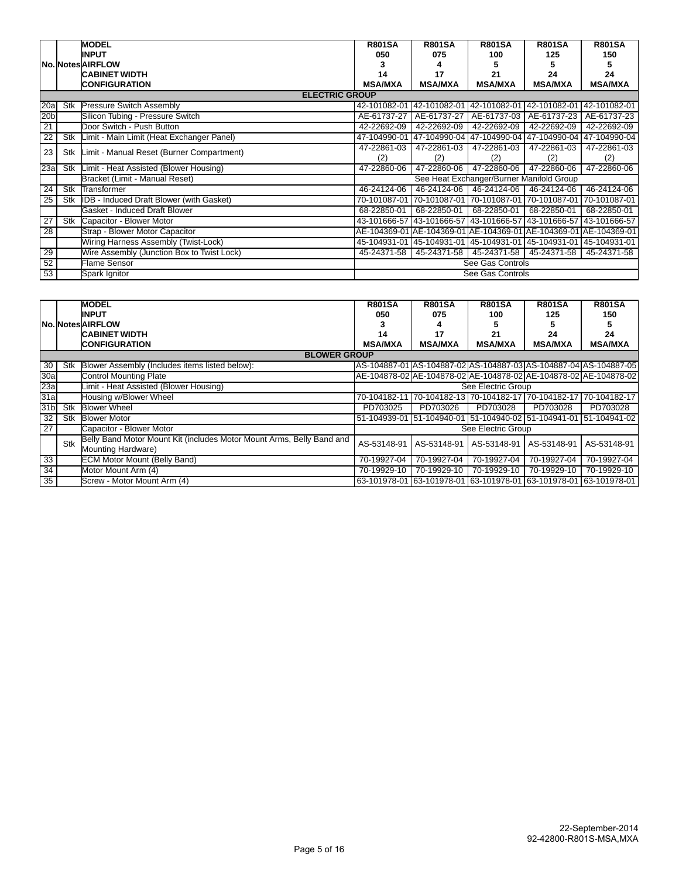| No. | Notes | MODEL<br>INPUT<br>AIRFLOW<br>CABINET WIDTH<br>CONFIGURATION | R801SA<br>050<br>3<br>14<br>MSA/MXA | R801SA<br>075<br>4<br>17<br>MSA/MXA | R801SA<br>100<br>5<br>21<br>MSA/MXA | R801SA<br>125<br>5<br>24<br>MSA/MXA | R801SA<br>150<br>5<br>24<br>MSA/MXA |
|---|---|---|---|---|---|---|---|
| | | **ELECTRIC GROUP** | | | | | |
| 20a | Stk | Pressure Switch Assembly | 42-101082-01 | 42-101082-01 | 42-101082-01 | 42-101082-01 | 42-101082-01 |
| 20b | | Silicon Tubing - Pressure Switch | AE-61737-27 | AE-61737-27 | AE-61737-03 | AE-61737-23 | AE-61737-23 |
| 21 | | Door Switch - Push Button | 42-22692-09 | 42-22692-09 | 42-22692-09 | 42-22692-09 | 42-22692-09 |
| 22 | Stk | Limit - Main Limit (Heat Exchanger Panel) | 47-104990-01 | 47-104990-04 | 47-104990-04 | 47-104990-04 | 47-104990-04 |
| 23 | Stk | Limit - Manual Reset (Burner Compartment) | 47-22861-03 (2) | 47-22861-03 (2) | 47-22861-03 (2) | 47-22861-03 (2) | 47-22861-03 (2) |
| 23a | Stk | Limit - Heat Assisted (Blower Housing) | 47-22860-06 | 47-22860-06 | 47-22860-06 | 47-22860-06 | 47-22860-06 |
| | | Bracket (Limit - Manual Reset) | See Heat Exchanger/Burner Manifold Group | | | | |
| 24 | Stk | Transformer | 46-24124-06 | 46-24124-06 | 46-24124-06 | 46-24124-06 | 46-24124-06 |
| 25 | Stk | IDB - Induced Draft Blower (with Gasket) | 70-101087-01 | 70-101087-01 | 70-101087-01 | 70-101087-01 | 70-101087-01 |
| | | Gasket - Induced Draft Blower | 68-22850-01 | 68-22850-01 | 68-22850-01 | 68-22850-01 | 68-22850-01 |
| 27 | Stk | Capacitor - Blower Motor | 43-101666-57 | 43-101666-57 | 43-101666-57 | 43-101666-57 | 43-101666-57 |
| 28 | | Strap - Blower Motor Capacitor | AE-104369-01 | AE-104369-01 | AE-104369-01 | AE-104369-01 | AE-104369-01 |
| | | Wiring Harness Assembly (Twist-Lock) | 45-104931-01 | 45-104931-01 | 45-104931-01 | 45-104931-01 | 45-104931-01 |
| 29 | | Wire Assembly (Junction Box to Twist Lock) | 45-24371-58 | 45-24371-58 | 45-24371-58 | 45-24371-58 | 45-24371-58 |
| 52 | | Flame Sensor | See Gas Controls | | | | |
| 53 | | Spark Ignitor | See Gas Controls | | | | |

| No. | Notes | MODEL<br>INPUT<br>AIRFLOW<br>CABINET WIDTH<br>CONFIGURATION | R801SA<br>050<br>3<br>14<br>MSA/MXA | R801SA<br>075<br>4<br>17<br>MSA/MXA | R801SA<br>100<br>5<br>21<br>MSA/MXA | R801SA<br>125<br>5<br>24<br>MSA/MXA | R801SA<br>150<br>5<br>24<br>MSA/MXA |
|---|---|---|---|---|---|---|---|
| | | **BLOWER GROUP** | | | | | |
| 30 | Stk | Blower Assembly (Includes items listed below): | AS-104887-01 | AS-104887-02 | AS-104887-03 | AS-104887-04 | AS-104887-05 |
| 30a | | Control Mounting Plate | AE-104878-02 | AE-104878-02 | AE-104878-02 | AE-104878-02 | AE-104878-02 |
| 23a | | Limit - Heat Assisted (Blower Housing) | See Electric Group | | | | |
| 31a | | Housing w/Blower Wheel | 70-104182-11 | 70-104182-13 | 70-104182-17 | 70-104182-17 | 70-104182-17 |
| 31b | Stk | Blower Wheel | PD703025 | PD703026 | PD703028 | PD703028 | PD703028 |
| 32 | Stk | Blower Motor | 51-104939-01 | 51-104940-01 | 51-104940-02 | 51-104941-01 | 51-104941-02 |
| 27 | | Capacitor - Blower Motor | See Electric Group | | | | |
| | Stk | Belly Band Motor Mount Kit (includes Motor Mount Arms, Belly Band and Mounting Hardware) | AS-53148-91 | AS-53148-91 | AS-53148-91 | AS-53148-91 | AS-53148-91 |
| 33 | | ECM Motor Mount (Belly Band) | 70-19927-04 | 70-19927-04 | 70-19927-04 | 70-19927-04 | 70-19927-04 |
| 34 | | Motor Mount Arm (4) | 70-19929-10 | 70-19929-10 | 70-19929-10 | 70-19929-10 | 70-19929-10 |
| 35 | | Screw - Motor Mount Arm (4) | 63-101978-01 | 63-101978-01 | 63-101978-01 | 63-101978-01 | 63-101978-01 |

22-September-2014
92-42800-R801S-MSA,MXA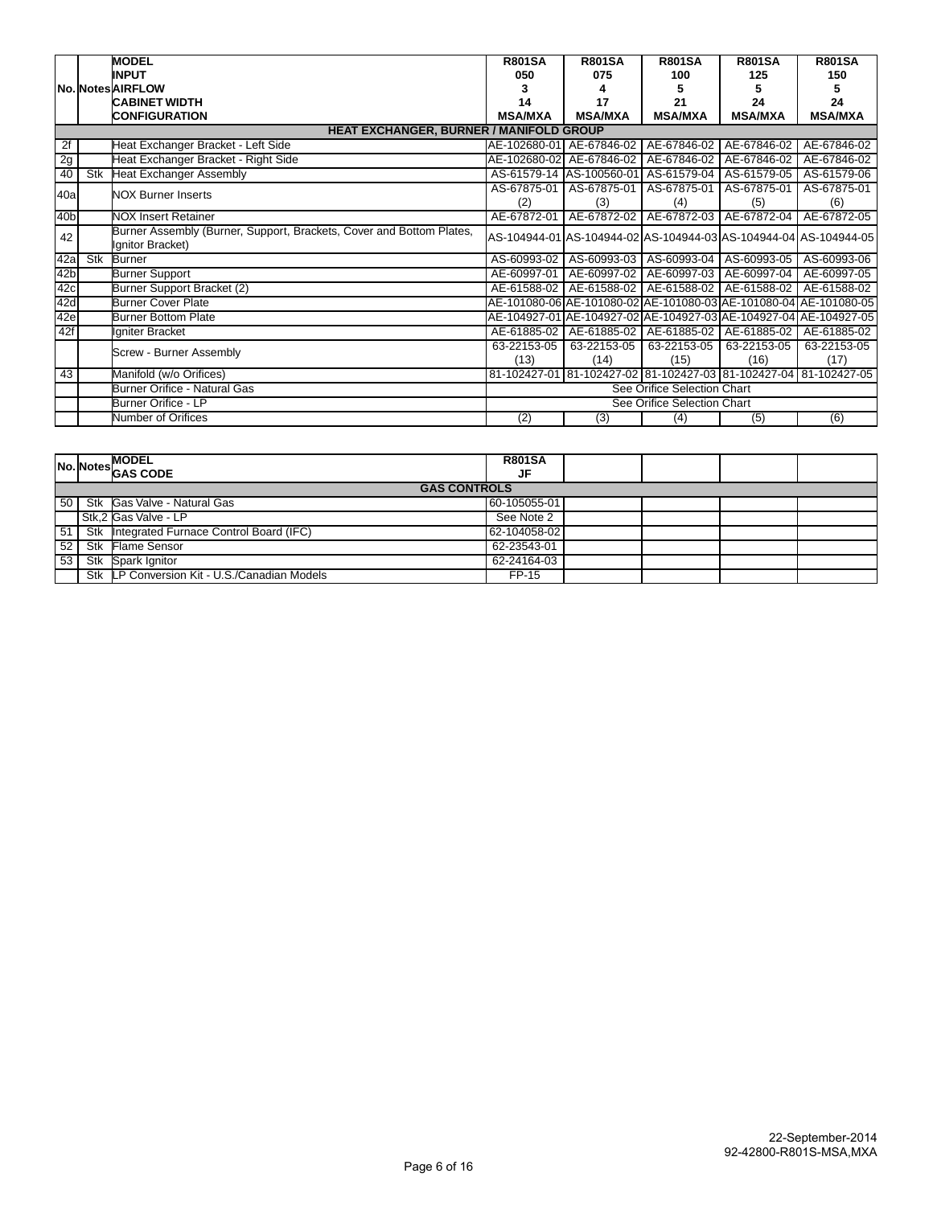| No. | Notes | MODEL<br>INPUT<br>AIRFLOW<br>CABINET WIDTH<br>CONFIGURATION | R801SA<br>050<br>3<br>14<br>MSA/MXA | R801SA<br>075<br>4<br>17<br>MSA/MXA | R801SA<br>100<br>5<br>21<br>MSA/MXA | R801SA<br>125<br>5<br>24<br>MSA/MXA | R801SA<br>150<br>5<br>24<br>MSA/MXA |
|---|---|---|---|---|---|---|---|
| | | **HEAT EXCHANGER, BURNER / MANIFOLD GROUP** | | | | | |
| 2f | | Heat Exchanger Bracket - Left Side | AE-102680-01 | AE-67846-02 | AE-67846-02 | AE-67846-02 | AE-67846-02 |
| 2g | | Heat Exchanger Bracket - Right Side | AE-102680-02 | AE-67846-02 | AE-67846-02 | AE-67846-02 | AE-67846-02 |
| 40 | Stk | Heat Exchanger Assembly | AS-61579-14 | AS-100560-01 | AS-61579-04 | AS-61579-05 | AS-61579-06 |
| 40a | | NOX Burner Inserts | AS-67875-01 (2) | AS-67875-01 (3) | AS-67875-01 (4) | AS-67875-01 (5) | AS-67875-01 (6) |
| 40b | | NOX Insert Retainer | AE-67872-01 | AE-67872-02 | AE-67872-03 | AE-67872-04 | AE-67872-05 |
| 42 | | Burner Assembly (Burner, Support, Brackets, Cover and Bottom Plates, Ignitor Bracket) | AS-104944-01 | AS-104944-02 | AS-104944-03 | AS-104944-04 | AS-104944-05 |
| 42a | Stk | Burner | AS-60993-02 | AS-60993-03 | AS-60993-04 | AS-60993-05 | AS-60993-06 |
| 42b | | Burner Support | AE-60997-01 | AE-60997-02 | AE-60997-03 | AE-60997-04 | AE-60997-05 |
| 42c | | Burner Support Bracket (2) | AE-61588-02 | AE-61588-02 | AE-61588-02 | AE-61588-02 | AE-61588-02 |
| 42d | | Burner Cover Plate | AE-101080-06 | AE-101080-02 | AE-101080-03 | AE-101080-04 | AE-101080-05 |
| 42e | | Burner Bottom Plate | AE-104927-01 | AE-104927-02 | AE-104927-03 | AE-104927-04 | AE-104927-05 |
| 42f | | Igniter Bracket | AE-61885-02 | AE-61885-02 | AE-61885-02 | AE-61885-02 | AE-61885-02 |
| | | Screw - Burner Assembly | 63-22153-05 (13) | 63-22153-05 (14) | 63-22153-05 (15) | 63-22153-05 (16) | 63-22153-05 (17) |
| 43 | | Manifold (w/o Orifices) | 81-102427-01 | 81-102427-02 | 81-102427-03 | 81-102427-04 | 81-102427-05 |
| | | Burner Orifice - Natural Gas | See Orifice Selection Chart | | | | |
| | | Burner Orifice - LP | See Orifice Selection Chart | | | | |
| | | Number of Orifices | (2) | (3) | (4) | (5) | (6) |

| No. | Notes | MODEL<br>GAS CODE | R801SA<br>JF | | | | |
|---|---|---|---|---|---|---|---|
| | | **GAS CONTROLS** | | | | | |
| 50 | Stk | Gas Valve - Natural Gas | 60-105055-01 | | | | |
| | Stk,2 | Gas Valve - LP | See Note 2 | | | | |
| 51 | Stk | Integrated Furnace Control Board (IFC) | 62-104058-02 | | | | |
| 52 | Stk | Flame Sensor | 62-23543-01 | | | | |
| 53 | Stk | Spark Ignitor | 62-24164-03 | | | | |
| | Stk | LP Conversion Kit - U.S./Canadian Models | FP-15 | | | | |

22-September-2014
92-42800-R801S-MSA,MXA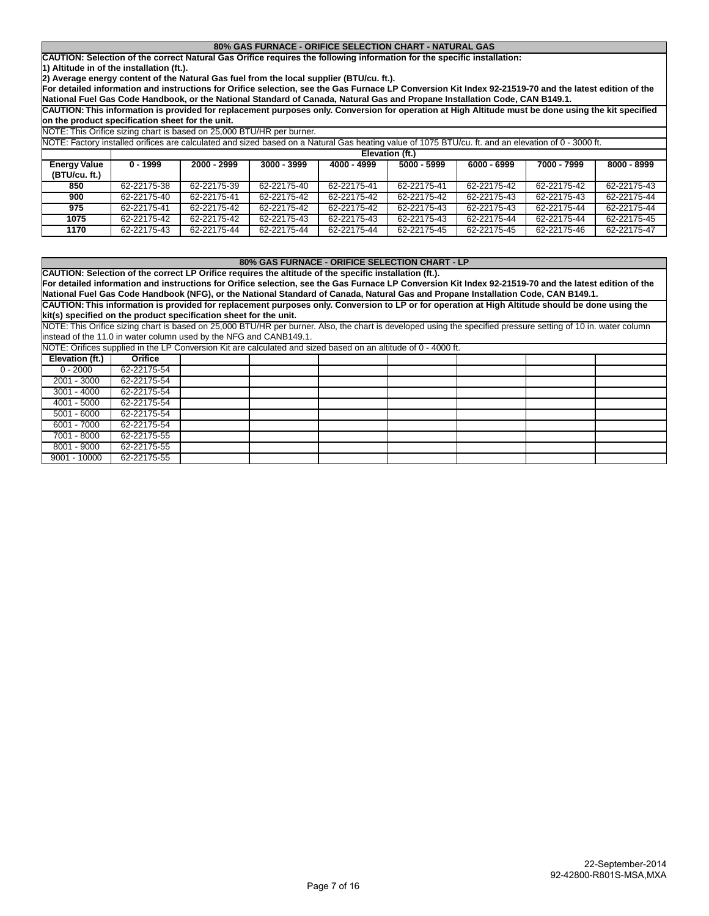## 80% GAS FURNACE - ORIFICE SELECTION CHART - NATURAL GAS

**CAUTION: Selection of the correct Natural Gas Orifice requires the following information for the specific installation:**
**1) Altitude in of the installation (ft.).**
**2) Average energy content of the Natural Gas fuel from the local supplier (BTU/cu. ft.).**
**For detailed information and instructions for Orifice selection, see the Gas Furnace LP Conversion Kit Index 92-21519-70 and the latest edition of the National Fuel Gas Code Handbook, or the National Standard of Canada, Natural Gas and Propane Installation Code, CAN B149.1.**

**CAUTION: This information is provided for replacement purposes only. Conversion for operation at High Altitude must be done using the kit specified on the product specification sheet for the unit.**

NOTE: This Orifice sizing chart is based on 25,000 BTU/HR per burner.

NOTE: Factory installed orifices are calculated and sized based on a Natural Gas heating value of 1075 BTU/cu. ft. and an elevation of 0 - 3000 ft.

| | Elevation (ft.) | | | | | | | |
|---|---|---|---|---|---|---|---|---|
| **Energy Value (BTU/cu. ft.)** | **0 - 1999** | **2000 - 2999** | **3000 - 3999** | **4000 - 4999** | **5000 - 5999** | **6000 - 6999** | **7000 - 7999** | **8000 - 8999** |
| **850** | 62-22175-38 | 62-22175-39 | 62-22175-40 | 62-22175-41 | 62-22175-41 | 62-22175-42 | 62-22175-42 | 62-22175-43 |
| **900** | 62-22175-40 | 62-22175-41 | 62-22175-42 | 62-22175-42 | 62-22175-42 | 62-22175-43 | 62-22175-43 | 62-22175-44 |
| **975** | 62-22175-41 | 62-22175-42 | 62-22175-42 | 62-22175-42 | 62-22175-43 | 62-22175-43 | 62-22175-44 | 62-22175-44 |
| **1075** | 62-22175-42 | 62-22175-42 | 62-22175-43 | 62-22175-43 | 62-22175-43 | 62-22175-44 | 62-22175-44 | 62-22175-45 |
| **1170** | 62-22175-43 | 62-22175-44 | 62-22175-44 | 62-22175-44 | 62-22175-45 | 62-22175-45 | 62-22175-46 | 62-22175-47 |

## 80% GAS FURNACE - ORIFICE SELECTION CHART - LP

**CAUTION: Selection of the correct LP Orifice requires the altitude of the specific installation (ft.).**
**For detailed information and instructions for Orifice selection, see the Gas Furnace LP Conversion Kit Index 92-21519-70 and the latest edition of the National Fuel Gas Code Handbook (NFG), or the National Standard of Canada, Natural Gas and Propane Installation Code, CAN B149.1.**

**CAUTION: This information is provided for replacement purposes only. Conversion to LP or for operation at High Altitude should be done using the kit(s) specified on the product specification sheet for the unit.**

NOTE: This Orifice sizing chart is based on 25,000 BTU/HR per burner. Also, the chart is developed using the specified pressure setting of 10 in. water column instead of the 11.0 in water column used by the NFG and CANB149.1.

NOTE: Orifices supplied in the LP Conversion Kit are calculated and sized based on an altitude of 0 - 4000 ft.

| Elevation (ft.) | Orifice |
|---|---|
| 0 - 2000 | 62-22175-54 |
| 2001 - 3000 | 62-22175-54 |
| 3001 - 4000 | 62-22175-54 |
| 4001 - 5000 | 62-22175-54 |
| 5001 - 6000 | 62-22175-54 |
| 6001 - 7000 | 62-22175-54 |
| 7001 - 8000 | 62-22175-55 |
| 8001 - 9000 | 62-22175-55 |
| 9001 - 10000 | 62-22175-55 |

22-September-2014
92-42800-R801S-MSA,MXA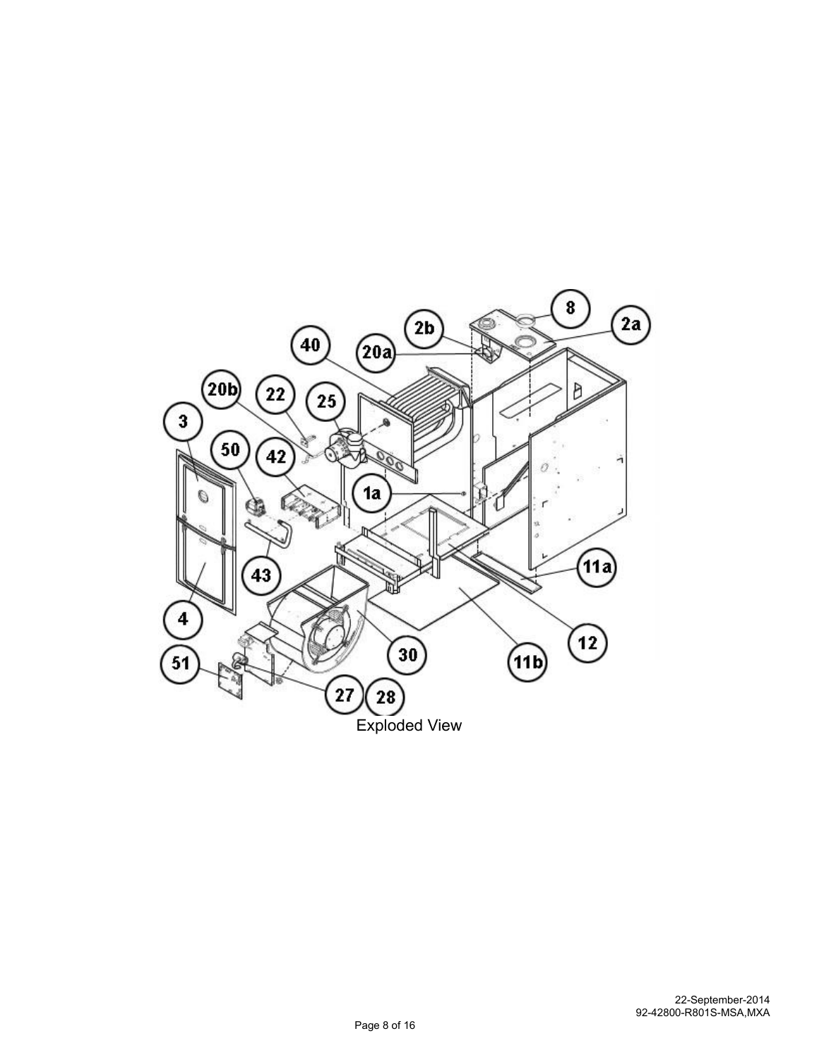Exploded View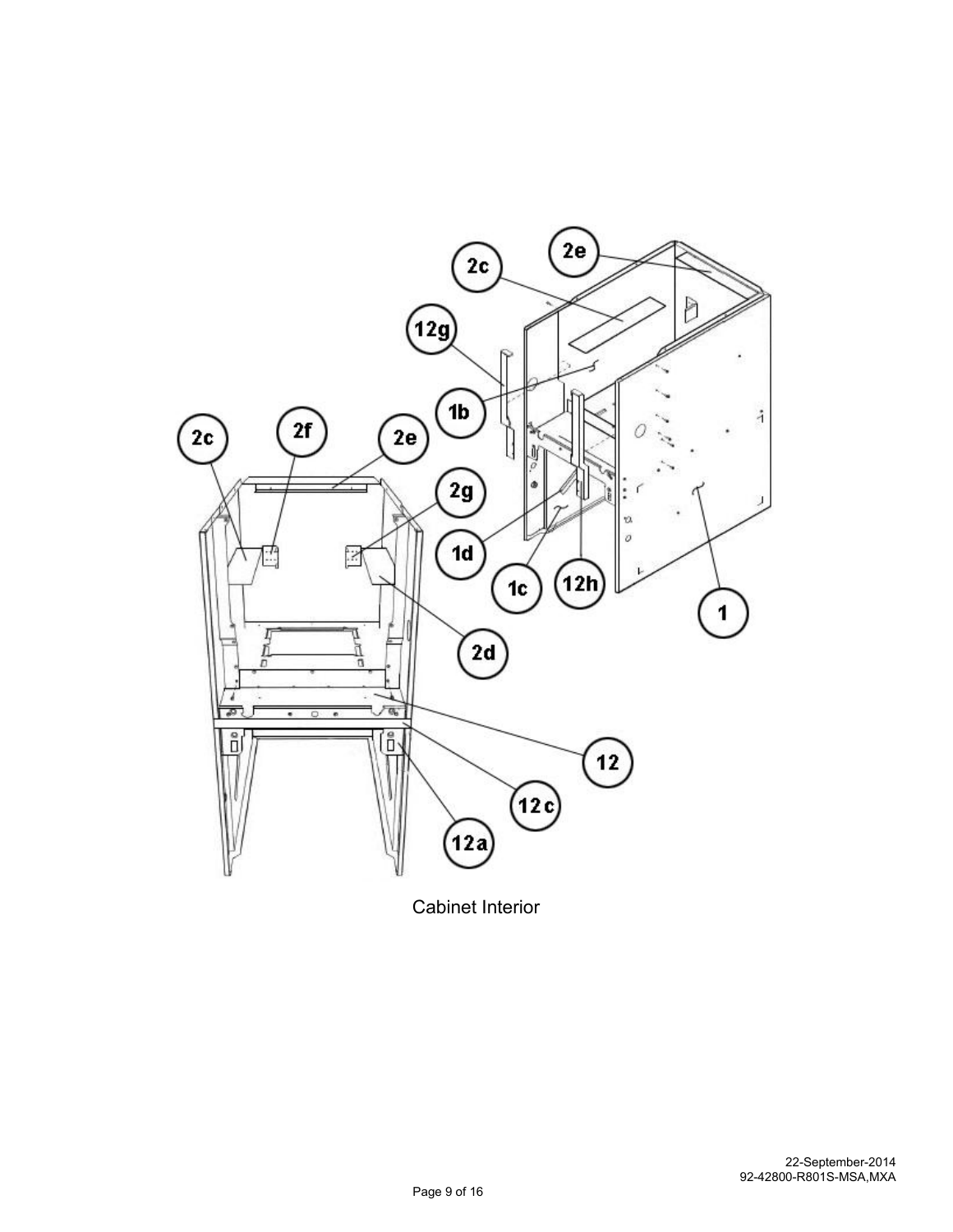Cabinet Interior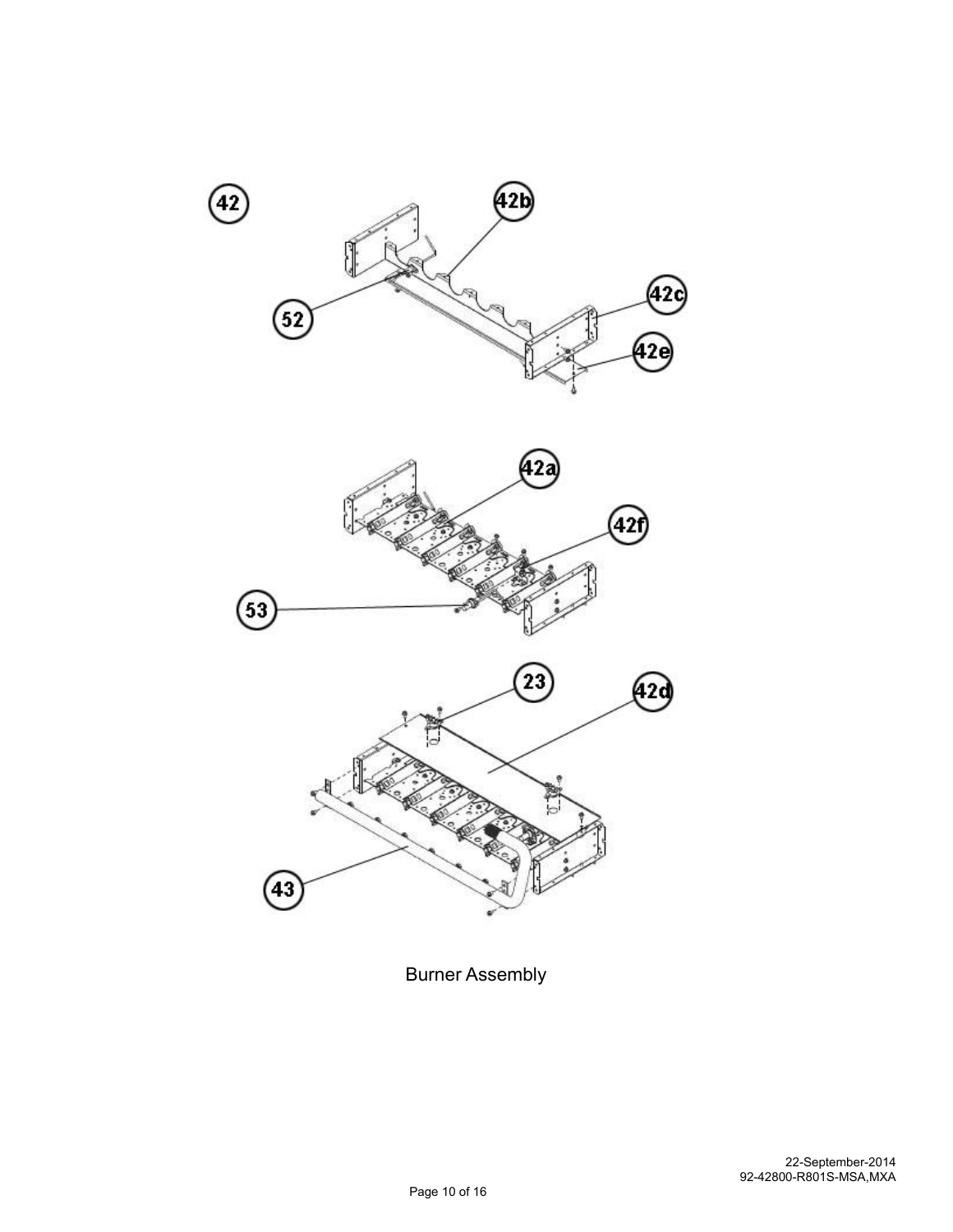Burner Assembly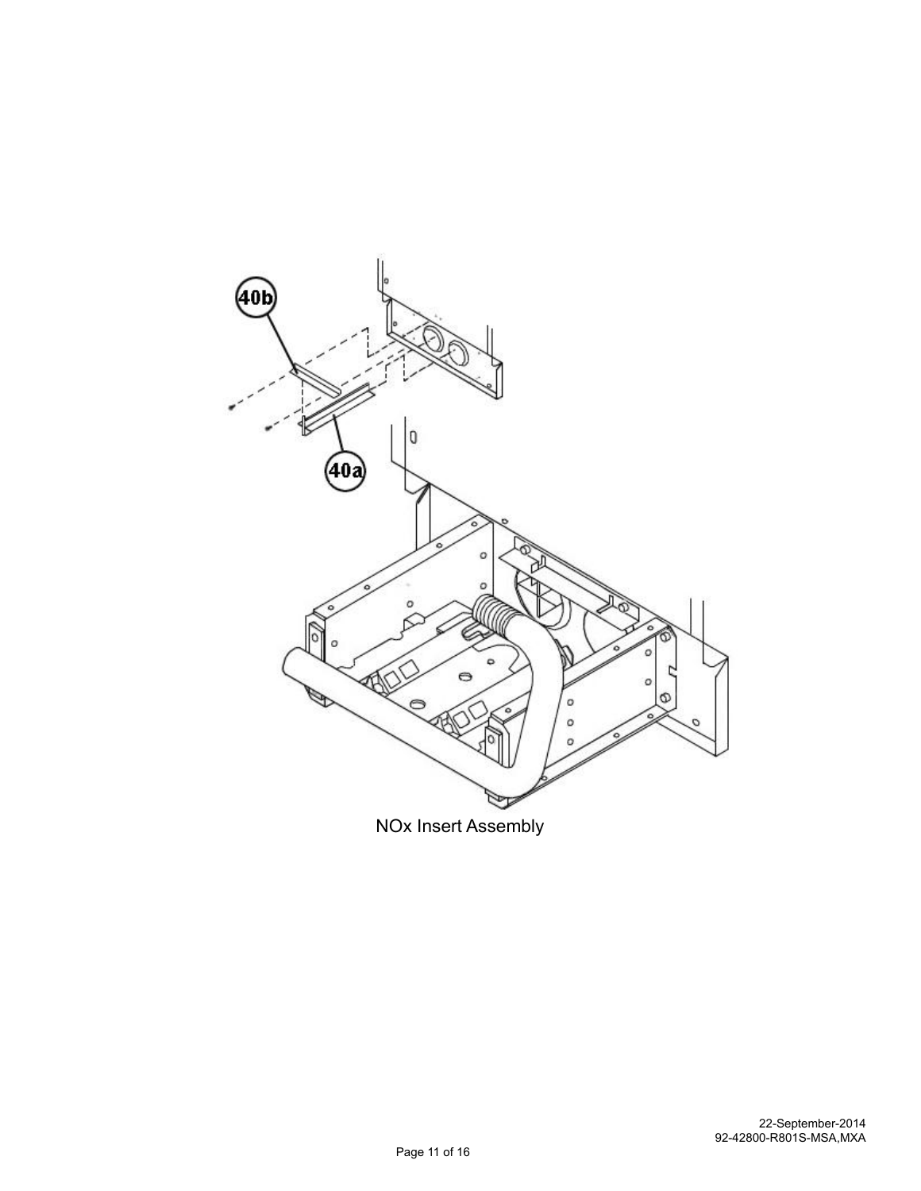40b

40a

NOx Insert Assembly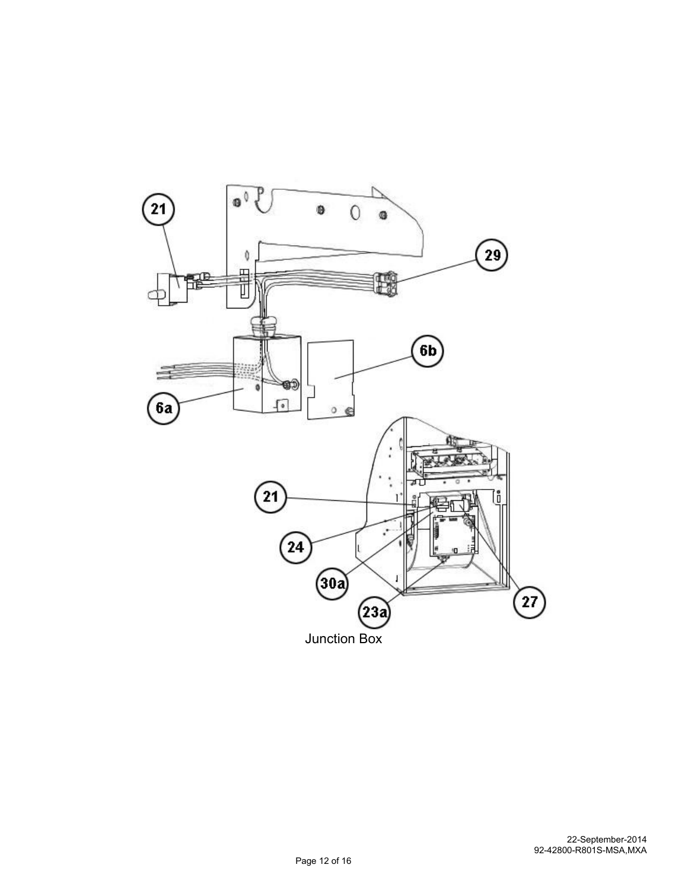Junction Box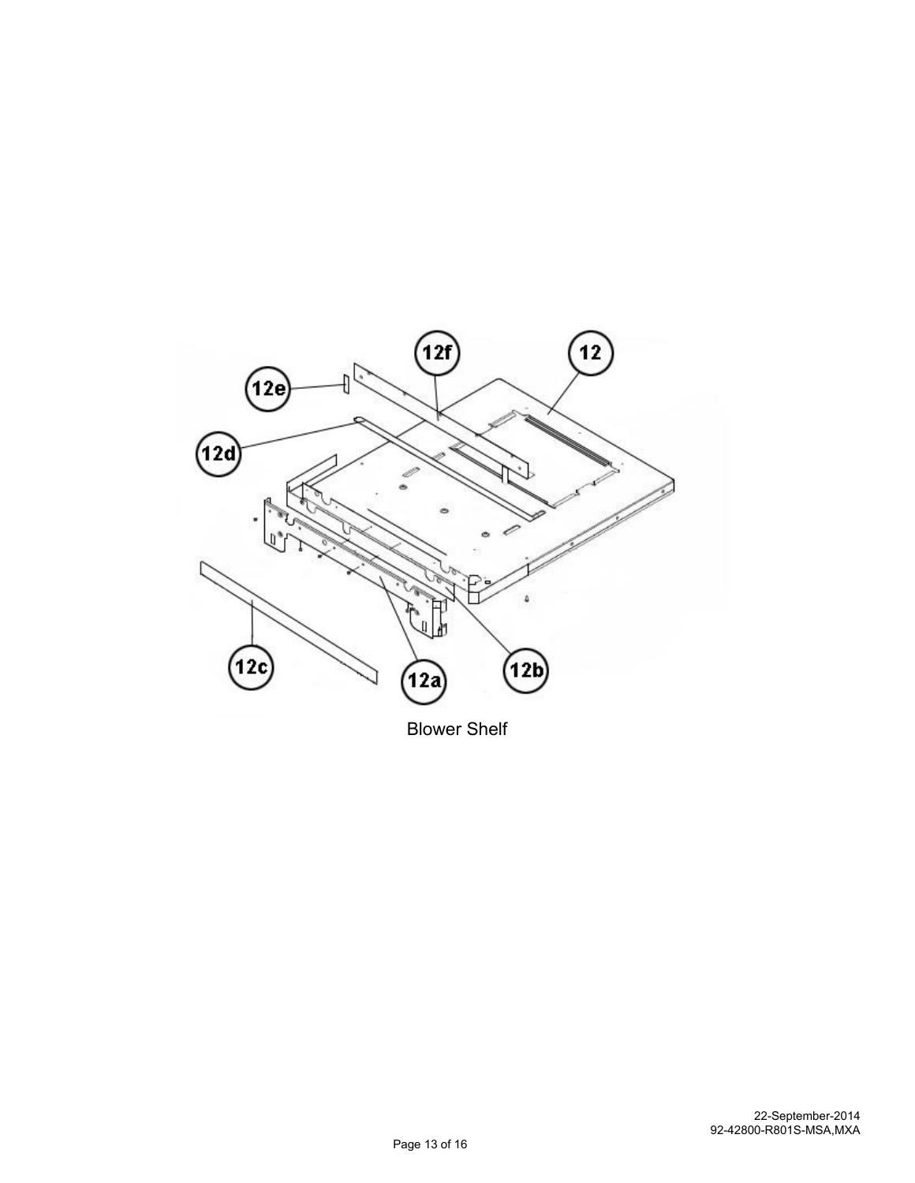Blower Shelf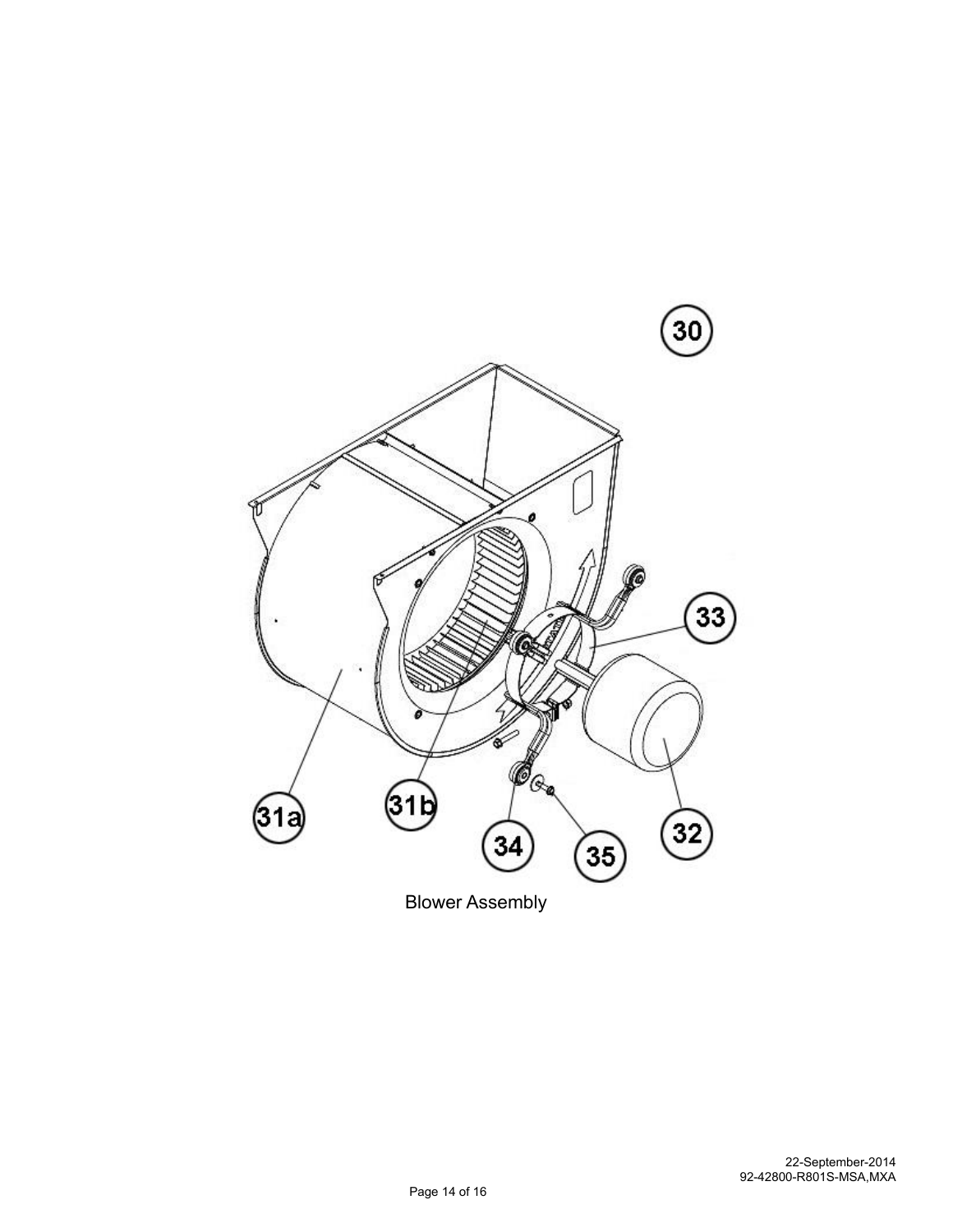30

31a

31b

33

32

34

35

Blower Assembly

22-September-2014
92-42800-R801S-MSA,MXA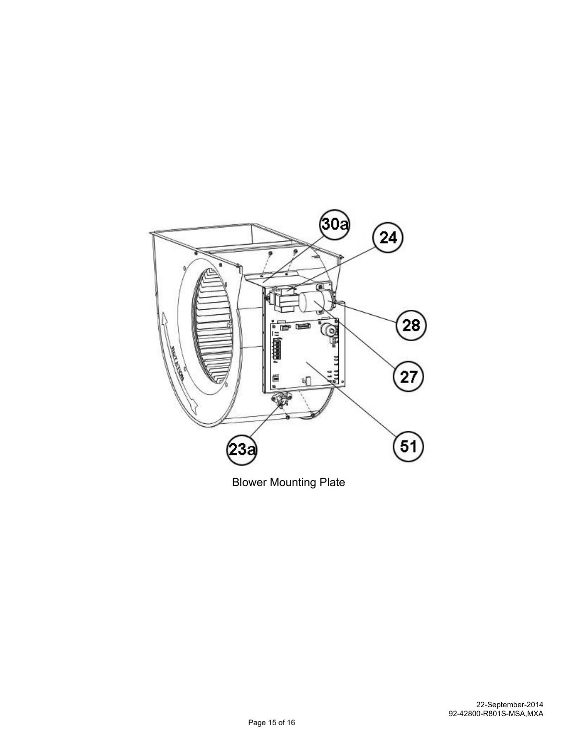30a

24

28

27

51

23a

Blower Mounting Plate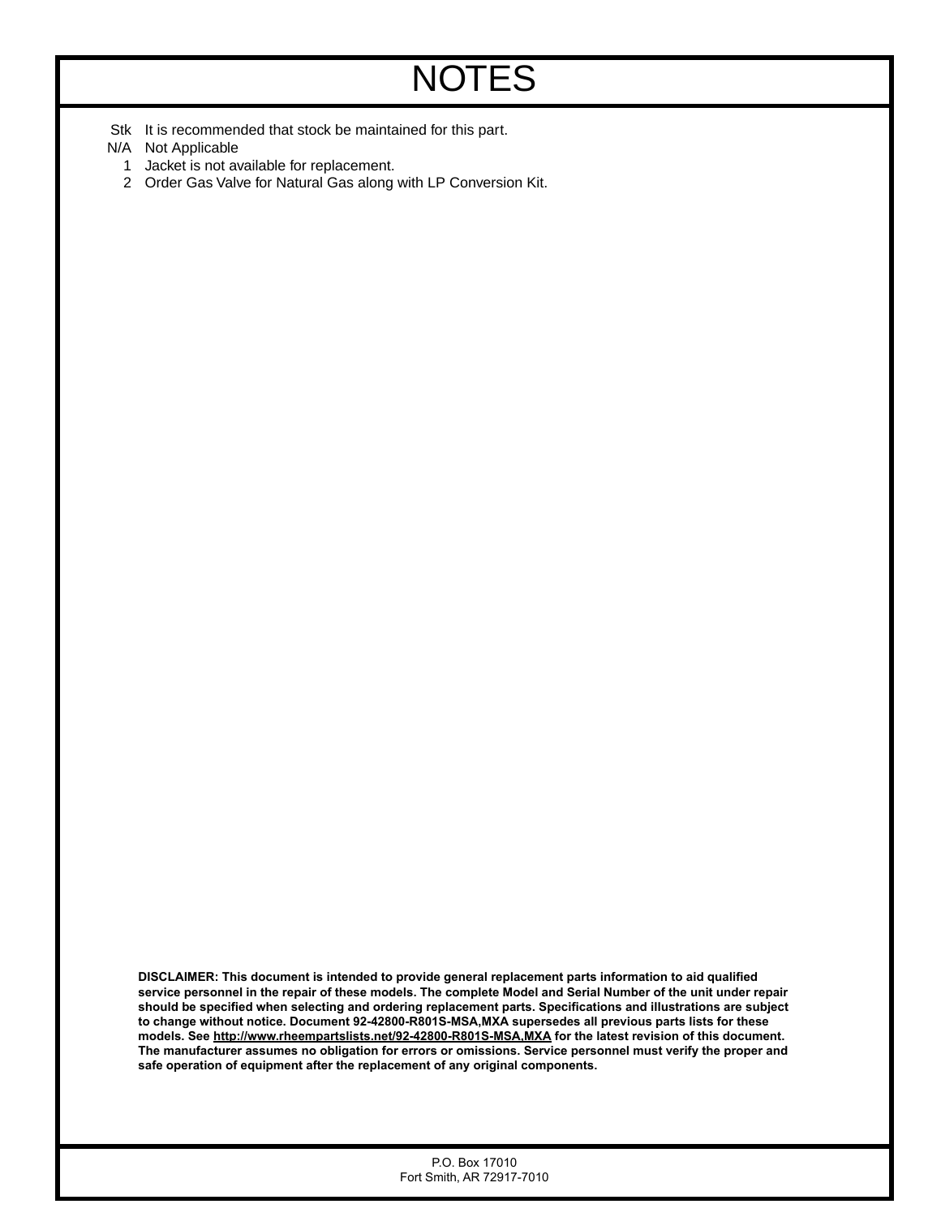# NOTES

| | |
|---|---|
| Stk | It is recommended that stock be maintained for this part. |
| N/A | Not Applicable |
| 1 | Jacket is not available for replacement. |
| 2 | Order Gas Valve for Natural Gas along with LP Conversion Kit. |

**DISCLAIMER: This document is intended to provide general replacement parts information to aid qualified service personnel in the repair of these models. The complete Model and Serial Number of the unit under repair should be specified when selecting and ordering replacement parts. Specifications and illustrations are subject to change without notice. Document 92-42800-R801S-MSA,MXA supersedes all previous parts lists for these models. See http://www.rheempartslists.net/92-42800-R801S-MSA,MXA for the latest revision of this document. The manufacturer assumes no obligation for errors or omissions. Service personnel must verify the proper and safe operation of equipment after the replacement of any original components.**

P.O. Box 17010
Fort Smith, AR 72917-7010